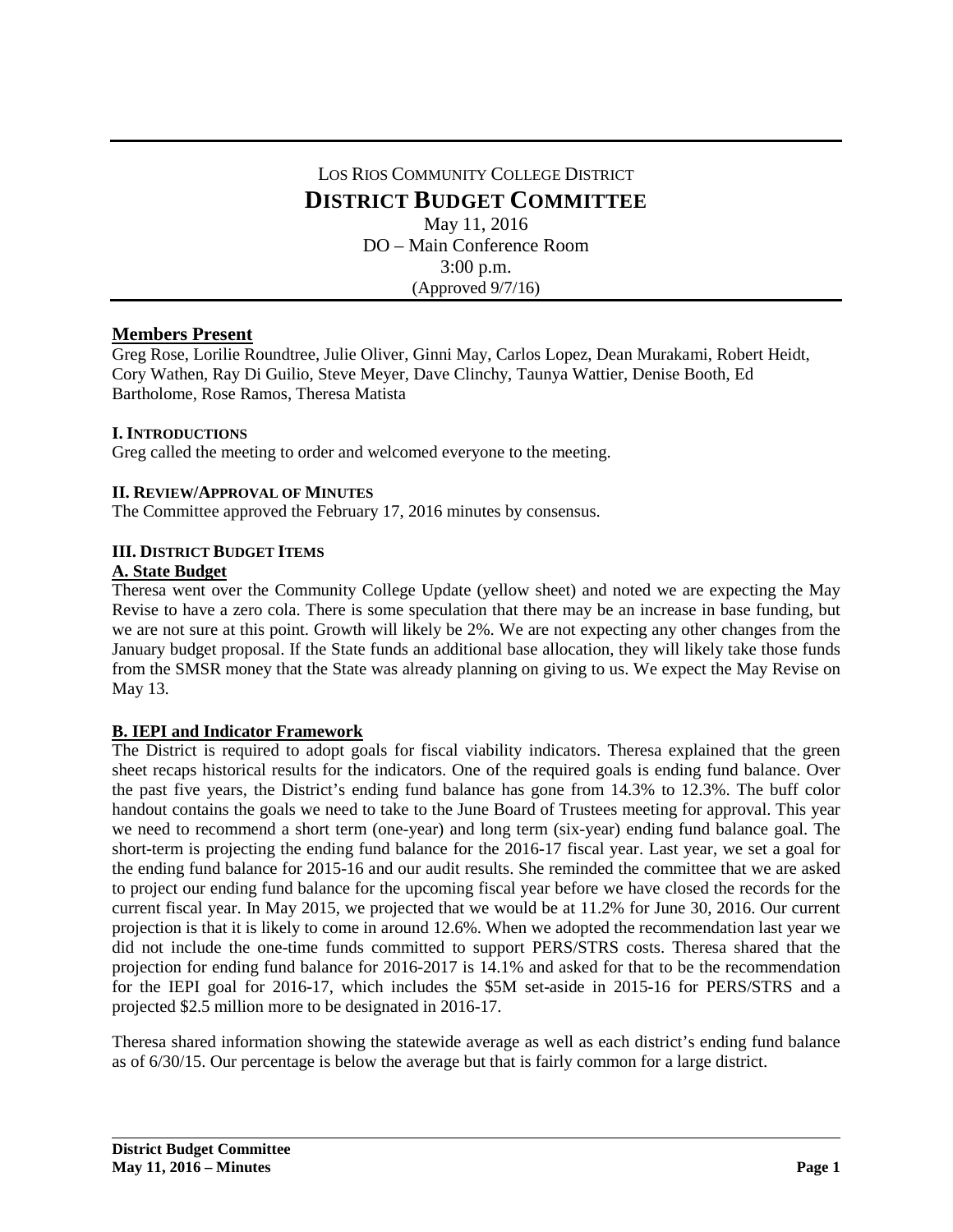LOS RIOS COMMUNITY COLLEGE DISTRICT

# DISTRICT BUDGET COMMITTEE

May 11, 2016
DO – Main Conference Room
3:00 p.m.
(Approved 9/7/16)

## Members Present

Greg Rose, Lorilie Roundtree, Julie Oliver, Ginni May, Carlos Lopez, Dean Murakami, Robert Heidt, Cory Wathen, Ray Di Guilio, Steve Meyer, Dave Clinchy, Taunya Wattier, Denise Booth, Ed Bartholome, Rose Ramos, Theresa Matista

### I. INTRODUCTIONS

Greg called the meeting to order and welcomed everyone to the meeting.

### II. REVIEW/APPROVAL OF MINUTES

The Committee approved the February 17, 2016 minutes by consensus.

### III. DISTRICT BUDGET ITEMS

#### A. State Budget

Theresa went over the Community College Update (yellow sheet) and noted we are expecting the May Revise to have a zero cola. There is some speculation that there may be an increase in base funding, but we are not sure at this point. Growth will likely be 2%. We are not expecting any other changes from the January budget proposal. If the State funds an additional base allocation, they will likely take those funds from the SMSR money that the State was already planning on giving to us. We expect the May Revise on May 13.

#### B. IEPI and Indicator Framework

The District is required to adopt goals for fiscal viability indicators. Theresa explained that the green sheet recaps historical results for the indicators. One of the required goals is ending fund balance. Over the past five years, the District's ending fund balance has gone from 14.3% to 12.3%. The buff color handout contains the goals we need to take to the June Board of Trustees meeting for approval. This year we need to recommend a short term (one-year) and long term (six-year) ending fund balance goal. The short-term is projecting the ending fund balance for the 2016-17 fiscal year. Last year, we set a goal for the ending fund balance for 2015-16 and our audit results. She reminded the committee that we are asked to project our ending fund balance for the upcoming fiscal year before we have closed the records for the current fiscal year. In May 2015, we projected that we would be at 11.2% for June 30, 2016. Our current projection is that it is likely to come in around 12.6%. When we adopted the recommendation last year we did not include the one-time funds committed to support PERS/STRS costs. Theresa shared that the projection for ending fund balance for 2016-2017 is 14.1% and asked for that to be the recommendation for the IEPI goal for 2016-17, which includes the $5M set-aside in 2015-16 for PERS/STRS and a projected $2.5 million more to be designated in 2016-17.

Theresa shared information showing the statewide average as well as each district's ending fund balance as of 6/30/15. Our percentage is below the average but that is fairly common for a large district.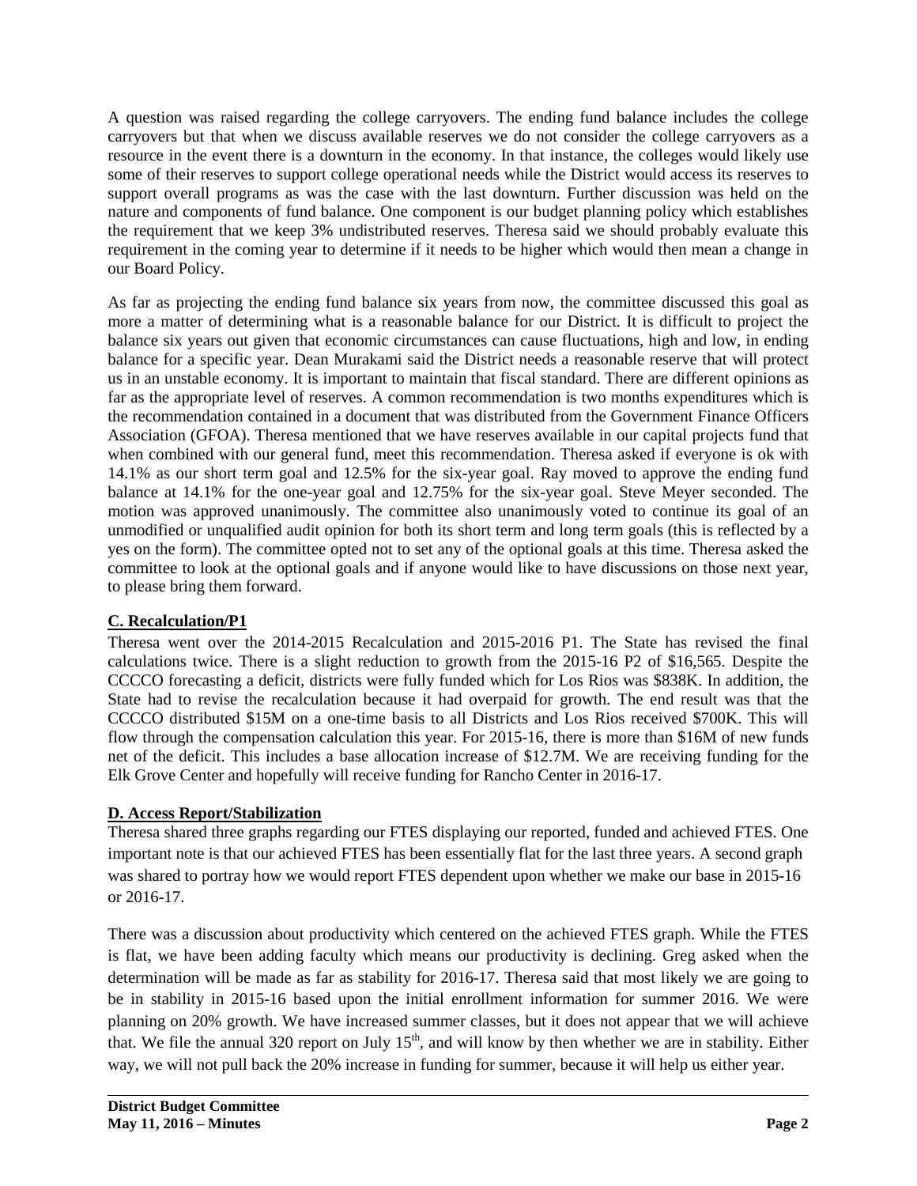A question was raised regarding the college carryovers. The ending fund balance includes the college carryovers but that when we discuss available reserves we do not consider the college carryovers as a resource in the event there is a downturn in the economy. In that instance, the colleges would likely use some of their reserves to support college operational needs while the District would access its reserves to support overall programs as was the case with the last downturn. Further discussion was held on the nature and components of fund balance. One component is our budget planning policy which establishes the requirement that we keep 3% undistributed reserves. Theresa said we should probably evaluate this requirement in the coming year to determine if it needs to be higher which would then mean a change in our Board Policy.

As far as projecting the ending fund balance six years from now, the committee discussed this goal as more a matter of determining what is a reasonable balance for our District. It is difficult to project the balance six years out given that economic circumstances can cause fluctuations, high and low, in ending balance for a specific year. Dean Murakami said the District needs a reasonable reserve that will protect us in an unstable economy. It is important to maintain that fiscal standard. There are different opinions as far as the appropriate level of reserves. A common recommendation is two months expenditures which is the recommendation contained in a document that was distributed from the Government Finance Officers Association (GFOA). Theresa mentioned that we have reserves available in our capital projects fund that when combined with our general fund, meet this recommendation. Theresa asked if everyone is ok with 14.1% as our short term goal and 12.5% for the six-year goal. Ray moved to approve the ending fund balance at 14.1% for the one-year goal and 12.75% for the six-year goal. Steve Meyer seconded. The motion was approved unanimously. The committee also unanimously voted to continue its goal of an unmodified or unqualified audit opinion for both its short term and long term goals (this is reflected by a yes on the form). The committee opted not to set any of the optional goals at this time. Theresa asked the committee to look at the optional goals and if anyone would like to have discussions on those next year, to please bring them forward.

**C. Recalculation/P1**

Theresa went over the 2014-2015 Recalculation and 2015-2016 P1. The State has revised the final calculations twice. There is a slight reduction to growth from the 2015-16 P2 of $16,565. Despite the CCCCO forecasting a deficit, districts were fully funded which for Los Rios was $838K. In addition, the State had to revise the recalculation because it had overpaid for growth. The end result was that the CCCCO distributed $15M on a one-time basis to all Districts and Los Rios received $700K. This will flow through the compensation calculation this year. For 2015-16, there is more than $16M of new funds net of the deficit. This includes a base allocation increase of $12.7M. We are receiving funding for the Elk Grove Center and hopefully will receive funding for Rancho Center in 2016-17.

**D. Access Report/Stabilization**

Theresa shared three graphs regarding our FTES displaying our reported, funded and achieved FTES. One important note is that our achieved FTES has been essentially flat for the last three years. A second graph was shared to portray how we would report FTES dependent upon whether we make our base in 2015-16 or 2016-17.

There was a discussion about productivity which centered on the achieved FTES graph. While the FTES is flat, we have been adding faculty which means our productivity is declining. Greg asked when the determination will be made as far as stability for 2016-17. Theresa said that most likely we are going to be in stability in 2015-16 based upon the initial enrollment information for summer 2016. We were planning on 20% growth. We have increased summer classes, but it does not appear that we will achieve that. We file the annual 320 report on July 15th, and will know by then whether we are in stability. Either way, we will not pull back the 20% increase in funding for summer, because it will help us either year.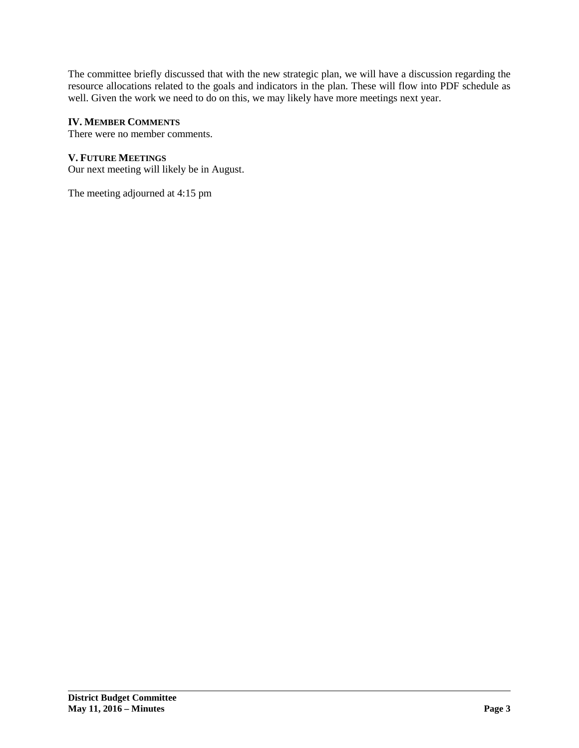The committee briefly discussed that with the new strategic plan, we will have a discussion regarding the resource allocations related to the goals and indicators in the plan. These will flow into PDF schedule as well. Given the work we need to do on this, we may likely have more meetings next year.

**IV. MEMBER COMMENTS**

There were no member comments.

**V. FUTURE MEETINGS**

Our next meeting will likely be in August.

The meeting adjourned at 4:15 pm